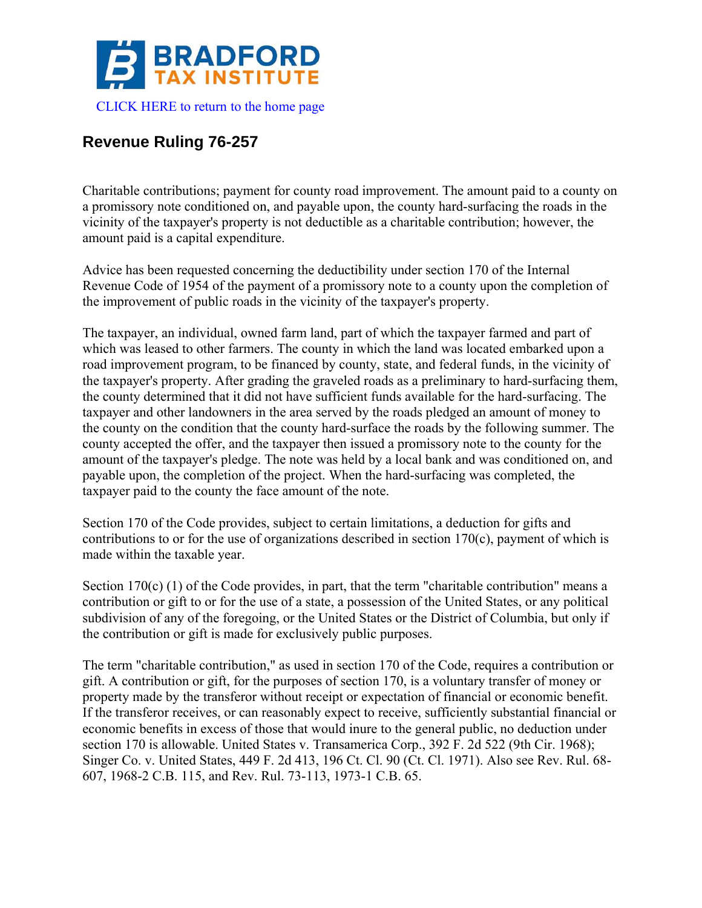BRADFORD TAX INSTITUTE

CLICK HERE to return to the home page

## Revenue Ruling 76-257

Charitable contributions; payment for county road improvement. The amount paid to a county on a promissory note conditioned on, and payable upon, the county hard-surfacing the roads in the vicinity of the taxpayer's property is not deductible as a charitable contribution; however, the amount paid is a capital expenditure.

Advice has been requested concerning the deductibility under section 170 of the Internal Revenue Code of 1954 of the payment of a promissory note to a county upon the completion of the improvement of public roads in the vicinity of the taxpayer's property.

The taxpayer, an individual, owned farm land, part of which the taxpayer farmed and part of which was leased to other farmers. The county in which the land was located embarked upon a road improvement program, to be financed by county, state, and federal funds, in the vicinity of the taxpayer's property. After grading the graveled roads as a preliminary to hard-surfacing them, the county determined that it did not have sufficient funds available for the hard-surfacing. The taxpayer and other landowners in the area served by the roads pledged an amount of money to the county on the condition that the county hard-surface the roads by the following summer. The county accepted the offer, and the taxpayer then issued a promissory note to the county for the amount of the taxpayer's pledge. The note was held by a local bank and was conditioned on, and payable upon, the completion of the project. When the hard-surfacing was completed, the taxpayer paid to the county the face amount of the note.

Section 170 of the Code provides, subject to certain limitations, a deduction for gifts and contributions to or for the use of organizations described in section 170(c), payment of which is made within the taxable year.

Section 170(c) (1) of the Code provides, in part, that the term "charitable contribution" means a contribution or gift to or for the use of a state, a possession of the United States, or any political subdivision of any of the foregoing, or the United States or the District of Columbia, but only if the contribution or gift is made for exclusively public purposes.

The term "charitable contribution," as used in section 170 of the Code, requires a contribution or gift. A contribution or gift, for the purposes of section 170, is a voluntary transfer of money or property made by the transferor without receipt or expectation of financial or economic benefit. If the transferor receives, or can reasonably expect to receive, sufficiently substantial financial or economic benefits in excess of those that would inure to the general public, no deduction under section 170 is allowable. United States v. Transamerica Corp., 392 F. 2d 522 (9th Cir. 1968); Singer Co. v. United States, 449 F. 2d 413, 196 Ct. Cl. 90 (Ct. Cl. 1971). Also see Rev. Rul. 68-607, 1968-2 C.B. 115, and Rev. Rul. 73-113, 1973-1 C.B. 65.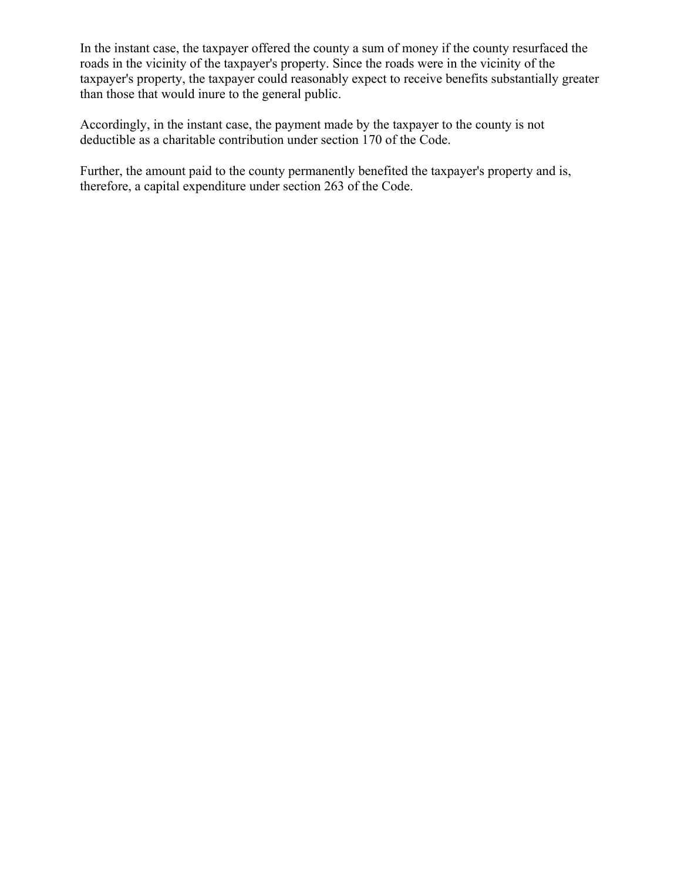In the instant case, the taxpayer offered the county a sum of money if the county resurfaced the roads in the vicinity of the taxpayer's property. Since the roads were in the vicinity of the taxpayer's property, the taxpayer could reasonably expect to receive benefits substantially greater than those that would inure to the general public.

Accordingly, in the instant case, the payment made by the taxpayer to the county is not deductible as a charitable contribution under section 170 of the Code.

Further, the amount paid to the county permanently benefited the taxpayer's property and is, therefore, a capital expenditure under section 263 of the Code.